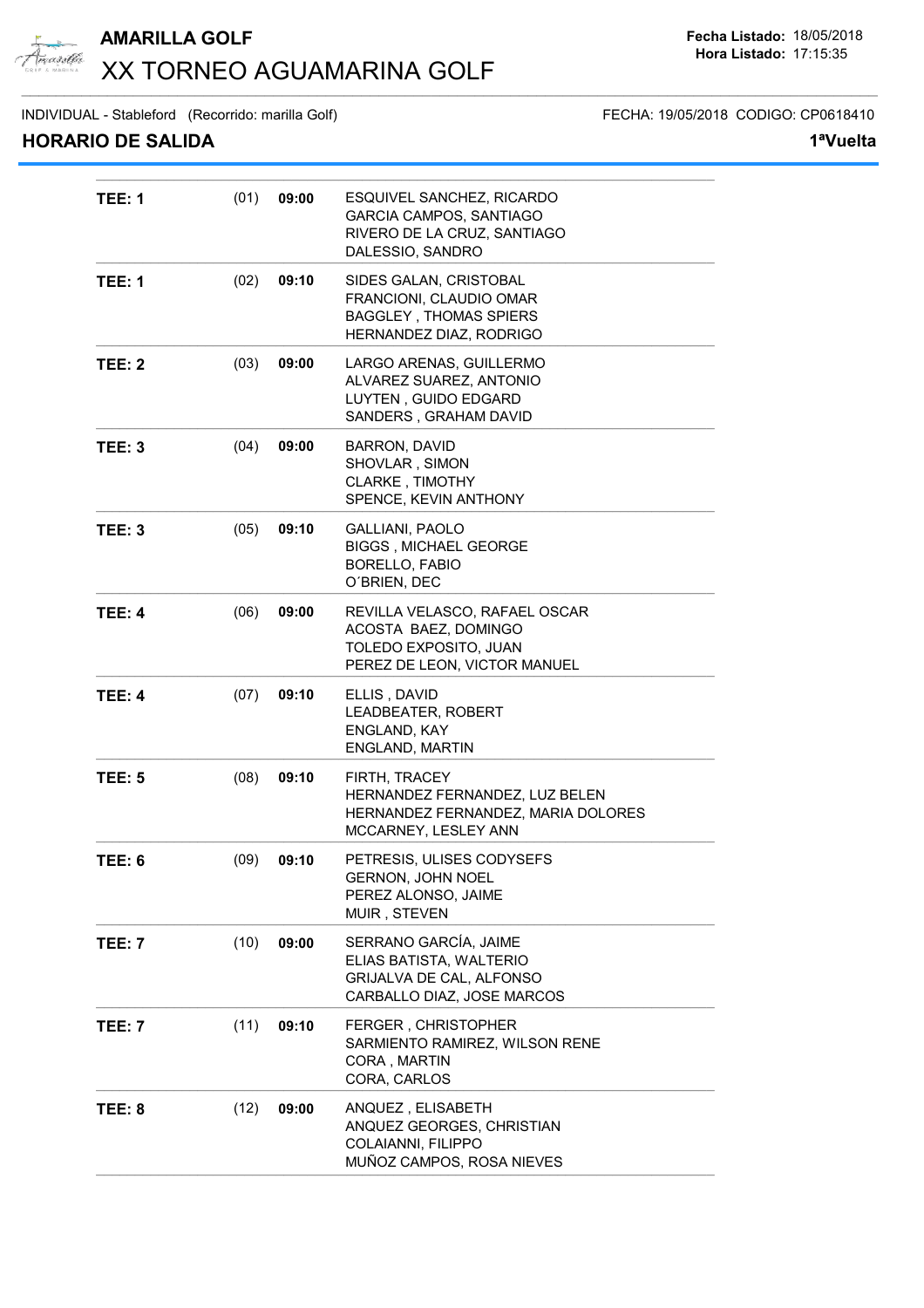# AMARILLA GOLF

## XX TORNEO AGUAMARINA GOLF

**Fecha Listado:** 18/05/2018
**Hora Listado:** 17:15:35

INDIVIDUAL - Stableford (Recorrido: marilla Golf) FECHA: 19/05/2018 CODIGO: CP0618410

### HORARIO DE SALIDA

**1ªVuelta**

| TEE | Grupo | Hora | Jugadores |
|---|---|---|---|
| **TEE: 1** | (01) | **09:00** | ESQUIVEL SANCHEZ, RICARDO<br>GARCIA CAMPOS, SANTIAGO<br>RIVERO DE LA CRUZ, SANTIAGO<br>DALESSIO, SANDRO |
| **TEE: 1** | (02) | **09:10** | SIDES GALAN, CRISTOBAL<br>FRANCIONI, CLAUDIO OMAR<br>BAGGLEY , THOMAS SPIERS<br>HERNANDEZ DIAZ, RODRIGO |
| **TEE: 2** | (03) | **09:00** | LARGO ARENAS, GUILLERMO<br>ALVAREZ SUAREZ, ANTONIO<br>LUYTEN , GUIDO EDGARD<br>SANDERS , GRAHAM DAVID |
| **TEE: 3** | (04) | **09:00** | BARRON, DAVID<br>SHOVLAR , SIMON<br>CLARKE , TIMOTHY<br>SPENCE, KEVIN ANTHONY |
| **TEE: 3** | (05) | **09:10** | GALLIANI, PAOLO<br>BIGGS , MICHAEL GEORGE<br>BORELLO, FABIO<br>O´BRIEN, DEC |
| **TEE: 4** | (06) | **09:00** | REVILLA VELASCO, RAFAEL OSCAR<br>ACOSTA BAEZ, DOMINGO<br>TOLEDO EXPOSITO, JUAN<br>PEREZ DE LEON, VICTOR MANUEL |
| **TEE: 4** | (07) | **09:10** | ELLIS , DAVID<br>LEADBEATER, ROBERT<br>ENGLAND, KAY<br>ENGLAND, MARTIN |
| **TEE: 5** | (08) | **09:10** | FIRTH, TRACEY<br>HERNANDEZ FERNANDEZ, LUZ BELEN<br>HERNANDEZ FERNANDEZ, MARIA DOLORES<br>MCCARNEY, LESLEY ANN |
| **TEE: 6** | (09) | **09:10** | PETRESIS, ULISES CODYSEFS<br>GERNON, JOHN NOEL<br>PEREZ ALONSO, JAIME<br>MUIR , STEVEN |
| **TEE: 7** | (10) | **09:00** | SERRANO GARCÍA, JAIME<br>ELIAS BATISTA, WALTERIO<br>GRIJALVA DE CAL, ALFONSO<br>CARBALLO DIAZ, JOSE MARCOS |
| **TEE: 7** | (11) | **09:10** | FERGER , CHRISTOPHER<br>SARMIENTO RAMIREZ, WILSON RENE<br>CORA , MARTIN<br>CORA, CARLOS |
| **TEE: 8** | (12) | **09:00** | ANQUEZ , ELISABETH<br>ANQUEZ GEORGES, CHRISTIAN<br>COLAIANNI, FILIPPO<br>MUÑOZ CAMPOS, ROSA NIEVES |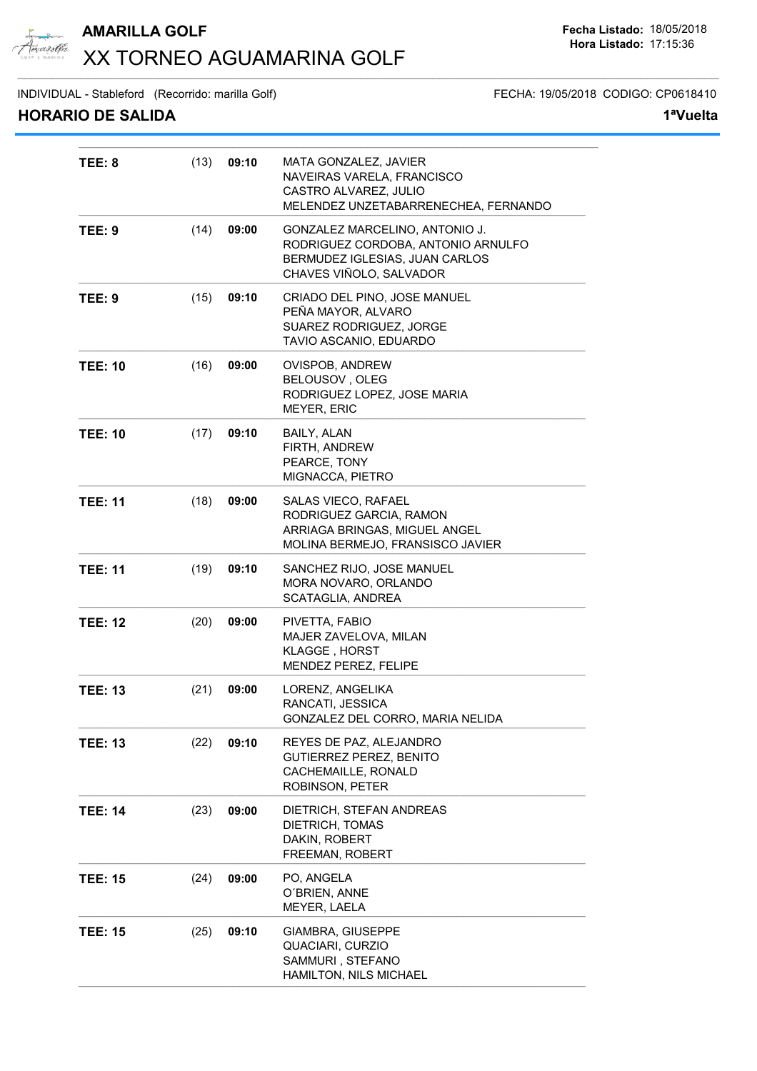# AMARILLA GOLF

## XX TORNEO AGUAMARINA GOLF

**Fecha Listado:** 18/05/2018
**Hora Listado:** 17:15:36

INDIVIDUAL - Stableford (Recorrido: marilla Golf) FECHA: 19/05/2018 CODIGO: CP0618410

### HORARIO DE SALIDA

**1ªVuelta**

| Tee | Nº | Hora | Jugadores |
|---|---|---|---|
| **TEE: 8** | (13) | **09:10** | MATA GONZALEZ, JAVIER<br>NAVEIRAS VARELA, FRANCISCO<br>CASTRO ALVAREZ, JULIO<br>MELENDEZ UNZETABARRENECHEA, FERNANDO |
| **TEE: 9** | (14) | **09:00** | GONZALEZ MARCELINO, ANTONIO J.<br>RODRIGUEZ CORDOBA, ANTONIO ARNULFO<br>BERMUDEZ IGLESIAS, JUAN CARLOS<br>CHAVES VIÑOLO, SALVADOR |
| **TEE: 9** | (15) | **09:10** | CRIADO DEL PINO, JOSE MANUEL<br>PEÑA MAYOR, ALVARO<br>SUAREZ RODRIGUEZ, JORGE<br>TAVIO ASCANIO, EDUARDO |
| **TEE: 10** | (16) | **09:00** | OVISPOB, ANDREW<br>BELOUSOV , OLEG<br>RODRIGUEZ LOPEZ, JOSE MARIA<br>MEYER, ERIC |
| **TEE: 10** | (17) | **09:10** | BAILY, ALAN<br>FIRTH, ANDREW<br>PEARCE, TONY<br>MIGNACCA, PIETRO |
| **TEE: 11** | (18) | **09:00** | SALAS VIECO, RAFAEL<br>RODRIGUEZ GARCIA, RAMON<br>ARRIAGA BRINGAS, MIGUEL ANGEL<br>MOLINA BERMEJO, FRANSISCO JAVIER |
| **TEE: 11** | (19) | **09:10** | SANCHEZ RIJO, JOSE MANUEL<br>MORA NOVARO, ORLANDO<br>SCATAGLIA, ANDREA |
| **TEE: 12** | (20) | **09:00** | PIVETTA, FABIO<br>MAJER ZAVELOVA, MILAN<br>KLAGGE , HORST<br>MENDEZ PEREZ, FELIPE |
| **TEE: 13** | (21) | **09:00** | LORENZ, ANGELIKA<br>RANCATI, JESSICA<br>GONZALEZ DEL CORRO, MARIA NELIDA |
| **TEE: 13** | (22) | **09:10** | REYES DE PAZ, ALEJANDRO<br>GUTIERREZ PEREZ, BENITO<br>CACHEMAILLE, RONALD<br>ROBINSON, PETER |
| **TEE: 14** | (23) | **09:00** | DIETRICH, STEFAN ANDREAS<br>DIETRICH, TOMAS<br>DAKIN, ROBERT<br>FREEMAN, ROBERT |
| **TEE: 15** | (24) | **09:00** | PO, ANGELA<br>O´BRIEN, ANNE<br>MEYER, LAELA |
| **TEE: 15** | (25) | **09:10** | GIAMBRA, GIUSEPPE<br>QUACIARI, CURZIO<br>SAMMURI , STEFANO<br>HAMILTON, NILS MICHAEL |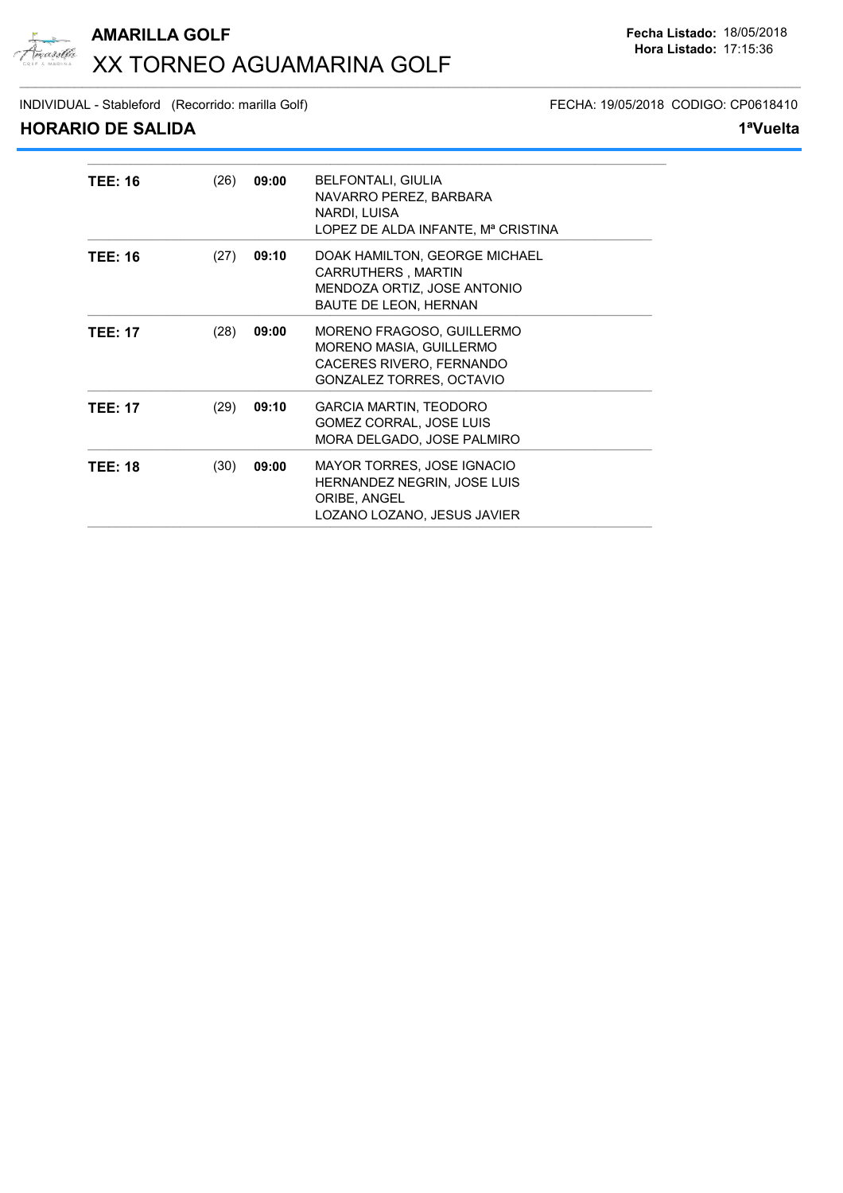**AMARILLA GOLF**

# XX TORNEO AGUAMARINA GOLF

**Fecha Listado:** 18/05/2018
**Hora Listado:** 17:15:36

INDIVIDUAL - Stableford (Recorrido: marilla Golf) FECHA: 19/05/2018 CODIGO: CP0618410

## HORARIO DE SALIDA

**1ªVuelta**

| | | | |
|---|---|---|---|
| **TEE: 16** | (26) | **09:00** | BELFONTALI, GIULIA<br>NAVARRO PEREZ, BARBARA<br>NARDI, LUISA<br>LOPEZ DE ALDA INFANTE, Mª CRISTINA |
| **TEE: 16** | (27) | **09:10** | DOAK HAMILTON, GEORGE MICHAEL<br>CARRUTHERS , MARTIN<br>MENDOZA ORTIZ, JOSE ANTONIO<br>BAUTE DE LEON, HERNAN |
| **TEE: 17** | (28) | **09:00** | MORENO FRAGOSO, GUILLERMO<br>MORENO MASIA, GUILLERMO<br>CACERES RIVERO, FERNANDO<br>GONZALEZ TORRES, OCTAVIO |
| **TEE: 17** | (29) | **09:10** | GARCIA MARTIN, TEODORO<br>GOMEZ CORRAL, JOSE LUIS<br>MORA DELGADO, JOSE PALMIRO |
| **TEE: 18** | (30) | **09:00** | MAYOR TORRES, JOSE IGNACIO<br>HERNANDEZ NEGRIN, JOSE LUIS<br>ORIBE, ANGEL<br>LOZANO LOZANO, JESUS JAVIER |